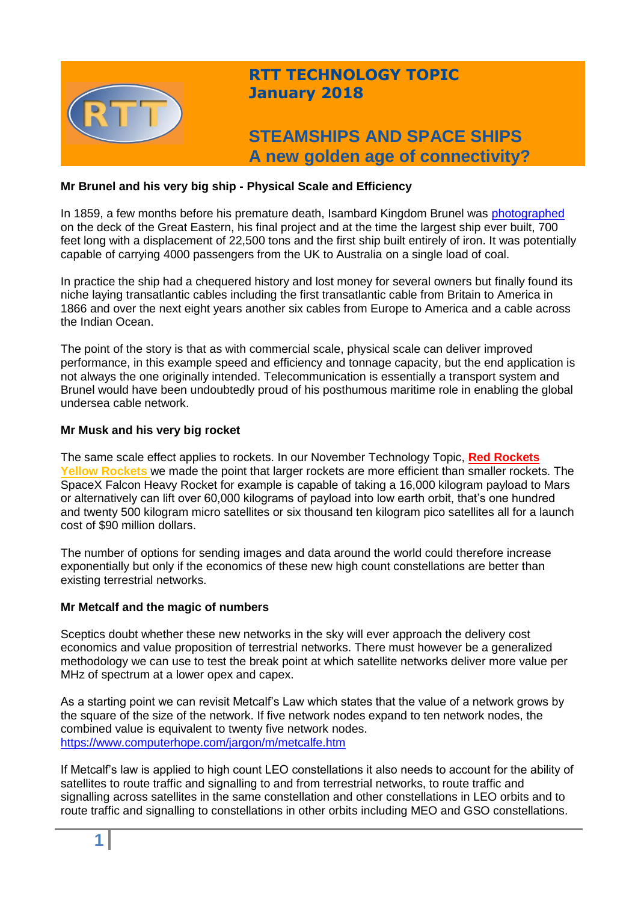# RTT TECHNOLOGY TOPIC
## January 2018

# STEAMSHIPS AND SPACE SHIPS
## A new golden age of connectivity?

### Mr Brunel and his very big ship - Physical Scale and Efficiency

In 1859, a few months before his premature death, Isambard Kingdom Brunel was photographed on the deck of the Great Eastern, his final project and at the time the largest ship ever built, 700 feet long with a displacement of 22,500 tons and the first ship built entirely of iron. It was potentially capable of carrying 4000 passengers from the UK to Australia on a single load of coal.

In practice the ship had a chequered history and lost money for several owners but finally found its niche laying transatlantic cables including the first transatlantic cable from Britain to America in 1866 and over the next eight years another six cables from Europe to America and a cable across the Indian Ocean.

The point of the story is that as with commercial scale, physical scale can deliver improved performance, in this example speed and efficiency and tonnage capacity, but the end application is not always the one originally intended. Telecommunication is essentially a transport system and Brunel would have been undoubtedly proud of his posthumous maritime role in enabling the global undersea cable network.

### Mr Musk and his very big rocket

The same scale effect applies to rockets. In our November Technology Topic, **Red Rockets Yellow Rockets** we made the point that larger rockets are more efficient than smaller rockets. The SpaceX Falcon Heavy Rocket for example is capable of taking a 16,000 kilogram payload to Mars or alternatively can lift over 60,000 kilograms of payload into low earth orbit, that's one hundred and twenty 500 kilogram micro satellites or six thousand ten kilogram pico satellites all for a launch cost of $90 million dollars.

The number of options for sending images and data around the world could therefore increase exponentially but only if the economics of these new high count constellations are better than existing terrestrial networks.

### Mr Metcalf and the magic of numbers

Sceptics doubt whether these new networks in the sky will ever approach the delivery cost economics and value proposition of terrestrial networks. There must however be a generalized methodology we can use to test the break point at which satellite networks deliver more value per MHz of spectrum at a lower opex and capex.

As a starting point we can revisit Metcalf's Law which states that the value of a network grows by the square of the size of the network. If five network nodes expand to ten network nodes, the combined value is equivalent to twenty five network nodes.
https://www.computerhope.com/jargon/m/metcalfe.htm

If Metcalf's law is applied to high count LEO constellations it also needs to account for the ability of satellites to route traffic and signalling to and from terrestrial networks, to route traffic and signalling across satellites in the same constellation and other constellations in LEO orbits and to route traffic and signalling to constellations in other orbits including MEO and GSO constellations.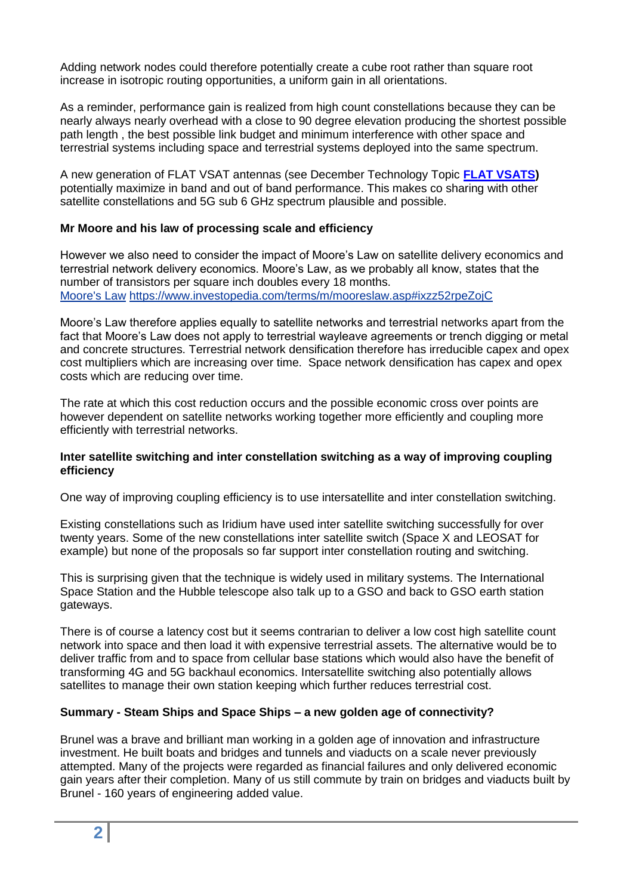Adding network nodes could therefore potentially create a cube root rather than square root increase in isotropic routing opportunities, a uniform gain in all orientations.

As a reminder, performance gain is realized from high count constellations because they can be nearly always nearly overhead with a close to 90 degree elevation producing the shortest possible path length , the best possible link budget and minimum interference with other space and terrestrial systems including space and terrestrial systems deployed into the same spectrum.

A new generation of FLAT VSAT antennas (see December Technology Topic **[FLAT VSATS](FLAT VSATS))** potentially maximize in band and out of band performance. This makes co sharing with other satellite constellations and 5G sub 6 GHz spectrum plausible and possible.

**Mr Moore and his law of processing scale and efficiency**

However we also need to consider the impact of Moore's Law on satellite delivery economics and terrestrial network delivery economics. Moore's Law, as we probably all know, states that the number of transistors per square inch doubles every 18 months.
[Moore's Law](https://www.investopedia.com/terms/m/mooreslaw.asp#ixzz52rpeZojC) https://www.investopedia.com/terms/m/mooreslaw.asp#ixzz52rpeZojC

Moore's Law therefore applies equally to satellite networks and terrestrial networks apart from the fact that Moore's Law does not apply to terrestrial wayleave agreements or trench digging or metal and concrete structures. Terrestrial network densification therefore has irreducible capex and opex cost multipliers which are increasing over time. Space network densification has capex and opex costs which are reducing over time.

The rate at which this cost reduction occurs and the possible economic cross over points are however dependent on satellite networks working together more efficiently and coupling more efficiently with terrestrial networks.

**Inter satellite switching and inter constellation switching as a way of improving coupling efficiency**

One way of improving coupling efficiency is to use intersatellite and inter constellation switching.

Existing constellations such as Iridium have used inter satellite switching successfully for over twenty years. Some of the new constellations inter satellite switch (Space X and LEOSAT for example) but none of the proposals so far support inter constellation routing and switching.

This is surprising given that the technique is widely used in military systems. The International Space Station and the Hubble telescope also talk up to a GSO and back to GSO earth station gateways.

There is of course a latency cost but it seems contrarian to deliver a low cost high satellite count network into space and then load it with expensive terrestrial assets. The alternative would be to deliver traffic from and to space from cellular base stations which would also have the benefit of transforming 4G and 5G backhaul economics. Intersatellite switching also potentially allows satellites to manage their own station keeping which further reduces terrestrial cost.

**Summary - Steam Ships and Space Ships – a new golden age of connectivity?**

Brunel was a brave and brilliant man working in a golden age of innovation and infrastructure investment. He built boats and bridges and tunnels and viaducts on a scale never previously attempted. Many of the projects were regarded as financial failures and only delivered economic gain years after their completion. Many of us still commute by train on bridges and viaducts built by Brunel - 160 years of engineering added value.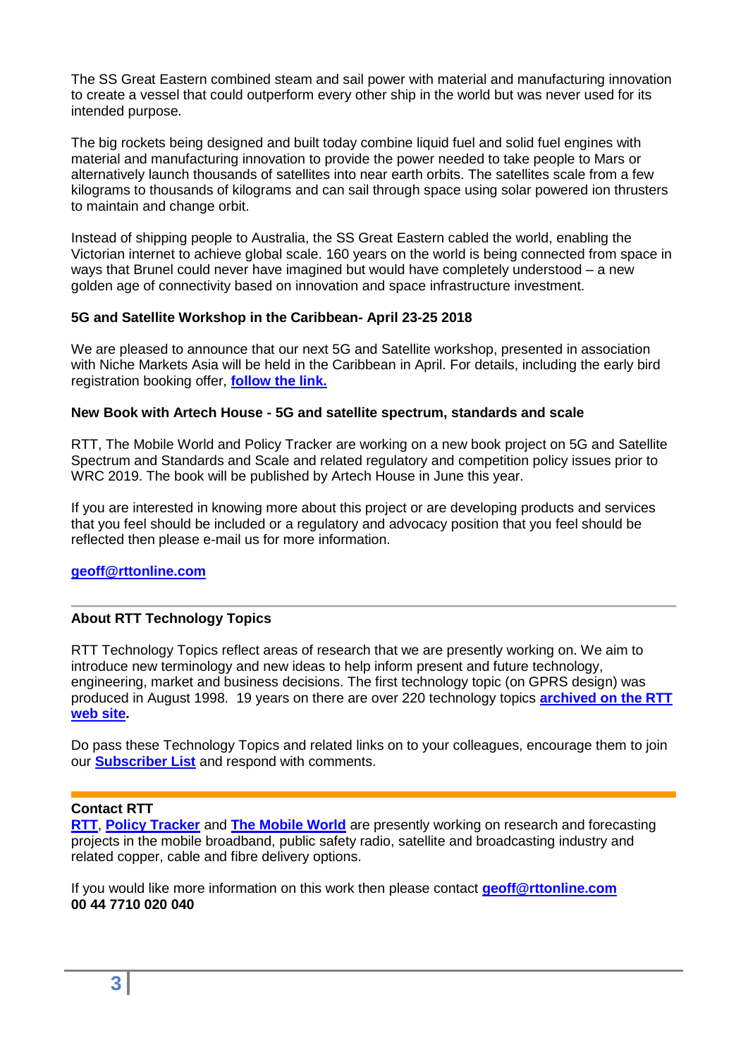The SS Great Eastern combined steam and sail power with material and manufacturing innovation to create a vessel that could outperform every other ship in the world but was never used for its intended purpose.

The big rockets being designed and built today combine liquid fuel and solid fuel engines with material and manufacturing innovation to provide the power needed to take people to Mars or alternatively launch thousands of satellites into near earth orbits. The satellites scale from a few kilograms to thousands of kilograms and can sail through space using solar powered ion thrusters to maintain and change orbit.

Instead of shipping people to Australia, the SS Great Eastern cabled the world, enabling the Victorian internet to achieve global scale. 160 years on the world is being connected from space in ways that Brunel could never have imagined but would have completely understood – a new golden age of connectivity based on innovation and space infrastructure investment.

**5G and Satellite Workshop in the Caribbean- April 23-25 2018**

We are pleased to announce that our next 5G and Satellite workshop, presented in association with Niche Markets Asia will be held in the Caribbean in April. For details, including the early bird registration booking offer, **follow the link.**

**New Book with Artech House - 5G and satellite spectrum, standards and scale**

RTT, The Mobile World and Policy Tracker are working on a new book project on 5G and Satellite Spectrum and Standards and Scale and related regulatory and competition policy issues prior to WRC 2019. The book will be published by Artech House in June this year.

If you are interested in knowing more about this project or are developing products and services that you feel should be included or a regulatory and advocacy position that you feel should be reflected then please e-mail us for more information.

**geoff@rttonline.com**

---

**About RTT Technology Topics**

RTT Technology Topics reflect areas of research that we are presently working on. We aim to introduce new terminology and new ideas to help inform present and future technology, engineering, market and business decisions. The first technology topic (on GPRS design) was produced in August 1998. 19 years on there are over 220 technology topics **archived on the RTT web site.**

Do pass these Technology Topics and related links on to your colleagues, encourage them to join our **Subscriber List** and respond with comments.

---

**Contact RTT**

**RTT**, **Policy Tracker** and **The Mobile World** are presently working on research and forecasting projects in the mobile broadband, public safety radio, satellite and broadcasting industry and related copper, cable and fibre delivery options.

If you would like more information on this work then please contact **geoff@rttonline.com**
**00 44 7710 020 040**